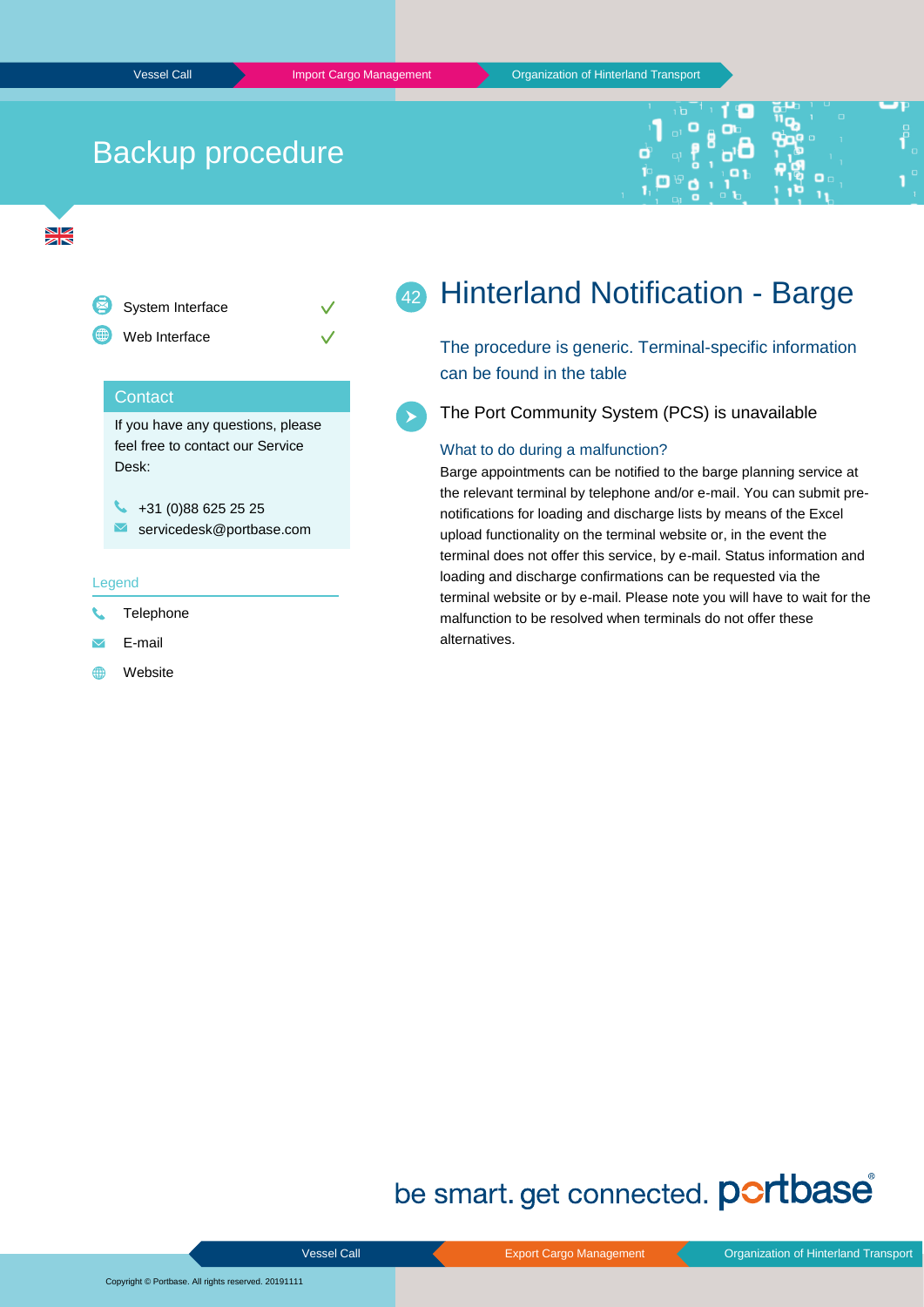# Backup procedure

- System Interface ✓
- Web Interface ✓

### Contact

If you have any questions, please feel free to contact our Service Desk:

+31 (0)88 625 25 25
servicedesk@portbase.com

### Legend

- Telephone
- E-mail
- Website

## 42 Hinterland Notification - Barge

The procedure is generic. Terminal-specific information can be found in the table

### The Port Community System (PCS) is unavailable

**What to do during a malfunction?**

Barge appointments can be notified to the barge planning service at the relevant terminal by telephone and/or e-mail. You can submit pre-notifications for loading and discharge lists by means of the Excel upload functionality on the terminal website or, in the event the terminal does not offer this service, by e-mail. Status information and loading and discharge confirmations can be requested via the terminal website or by e-mail. Please note you will have to wait for the malfunction to be resolved when terminals do not offer these alternatives.

be smart. get connected. portbase

Copyright © Portbase. All rights reserved. 20191111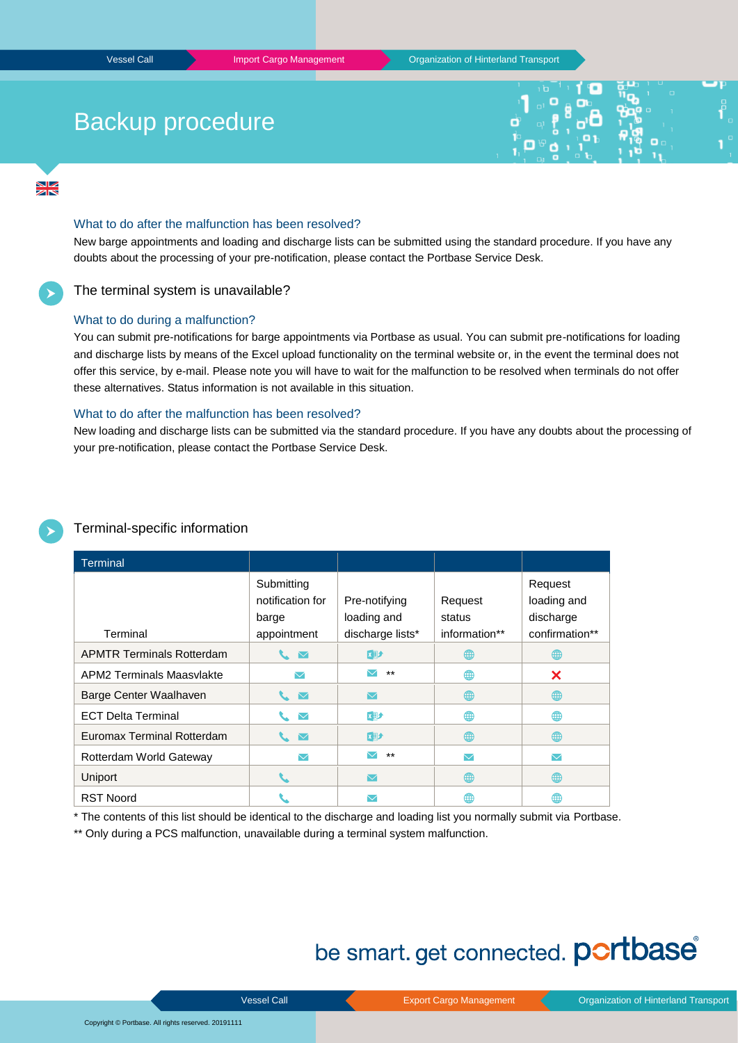# Backup procedure

### What to do after the malfunction has been resolved?

New barge appointments and loading and discharge lists can be submitted using the standard procedure. If you have any doubts about the processing of your pre-notification, please contact the Portbase Service Desk.

## The terminal system is unavailable?

### What to do during a malfunction?

You can submit pre-notifications for barge appointments via Portbase as usual. You can submit pre-notifications for loading and discharge lists by means of the Excel upload functionality on the terminal website or, in the event the terminal does not offer this service, by e-mail. Please note you will have to wait for the malfunction to be resolved when terminals do not offer these alternatives. Status information is not available in this situation.

### What to do after the malfunction has been resolved?

New loading and discharge lists can be submitted via the standard procedure. If you have any doubts about the processing of your pre-notification, please contact the Portbase Service Desk.

## Terminal-specific information

| Terminal | Submitting notification for barge appointment | Pre-notifying loading and discharge lists* | Request status information** | Request loading and discharge confirmation** |
|---|---|---|---|---|
| APMTR Terminals Rotterdam | phone, e-mail | Excel upload | website | website |
| APM2 Terminals Maasvlakte | e-mail | e-mail ** | website | ✗ |
| Barge Center Waalhaven | phone, e-mail | e-mail | website | website |
| ECT Delta Terminal | phone, e-mail | Excel upload | website | website |
| Euromax Terminal Rotterdam | phone, e-mail | Excel upload | website | website |
| Rotterdam World Gateway | e-mail | e-mail ** | e-mail | e-mail |
| Uniport | phone | e-mail | website | website |
| RST Noord | phone | e-mail | website | website |

\* The contents of this list should be identical to the discharge and loading list you normally submit via Portbase.

\*\* Only during a PCS malfunction, unavailable during a terminal system malfunction.

be smart. get connected. portbase

Copyright © Portbase. All rights reserved. 20191111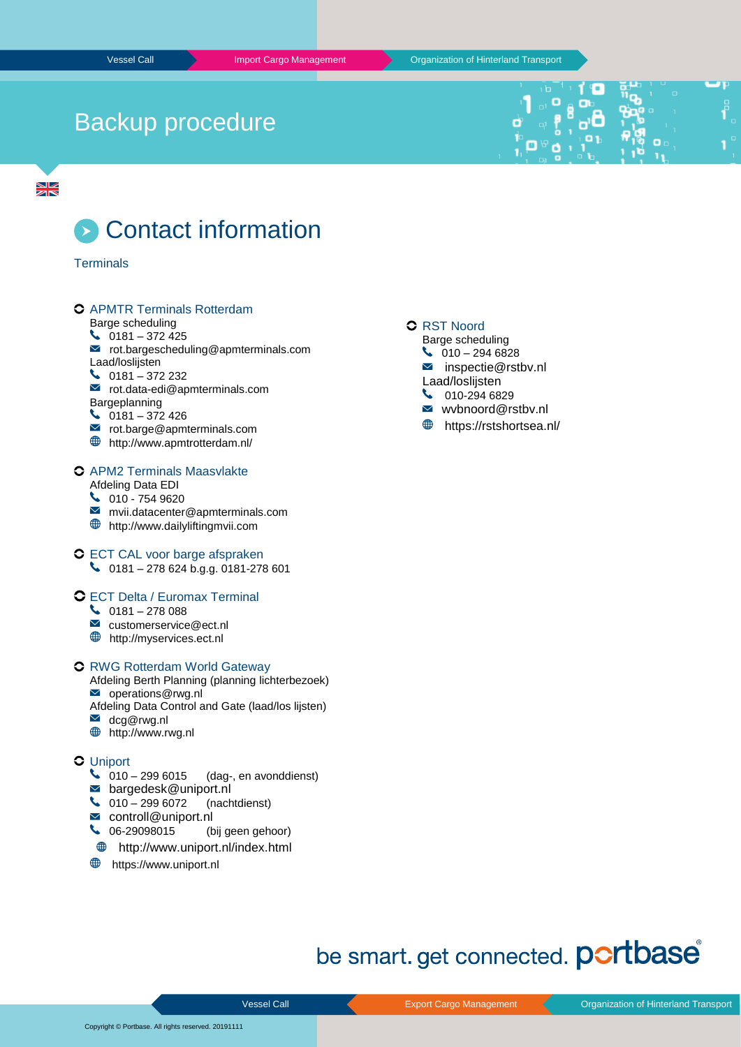# Backup procedure

## Contact information

### Terminals

**APMTR Terminals Rotterdam**

Barge scheduling
- 0181 – 372 425
- rot.bargescheduling@apmterminals.com

Laad/loslijsten
- 0181 – 372 232
- rot.data-edi@apmterminals.com

Bargeplanning
- 0181 – 372 426
- rot.barge@apmterminals.com
- http://www.apmtrotterdam.nl/

**APM2 Terminals Maasvlakte**

Afdeling Data EDI
- 010 - 754 9620
- mvii.datacenter@apmterminals.com
- http://www.dailyliftingmvii.com

**ECT CAL voor barge afspraken**
- 0181 – 278 624 b.g.g. 0181-278 601

**ECT Delta / Euromax Terminal**
- 0181 – 278 088
- customerservice@ect.nl
- http://myservices.ect.nl

**RWG Rotterdam World Gateway**

Afdeling Berth Planning (planning lichterbezoek)
- operations@rwg.nl

Afdeling Data Control and Gate (laad/los lijsten)
- dcg@rwg.nl
- http://www.rwg.nl

**Uniport**
- 010 – 299 6015 (dag-, en avonddienst)
- bargedesk@uniport.nl
- 010 – 299 6072 (nachtdienst)
- controll@uniport.nl
- 06-29098015 (bij geen gehoor)
- http://www.uniport.nl/index.html
- https://www.uniport.nl

**RST Noord**

Barge scheduling
- 010 – 294 6828
- inspectie@rstbv.nl

Laad/loslijsten
- 010-294 6829
- wvbnoord@rstbv.nl
- https://rstshortsea.nl/

be smart. get connected. portbase

Copyright © Portbase. All rights reserved. 20191111